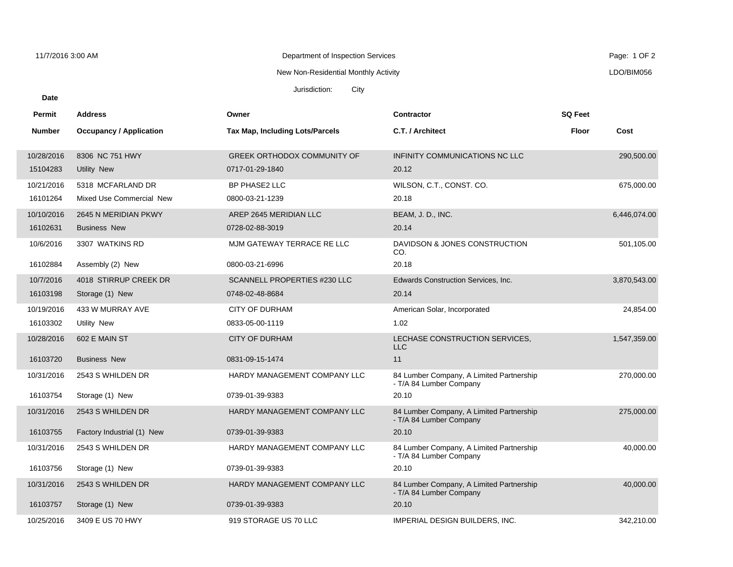Department of Inspection Services

New Non-Residential Monthly Activity

Jurisdiction: City

LDO/BIM056

11/7/2016 3:00 AM

| Date / Permit Number | Address / Occupancy / Application | Owner / Tax Map, Including Lots/Parcels | Contractor / C.T. / Architect | SQ Feet / Floor | Cost |
|---|---|---|---|---|---|
| 10/28/2016 | 8306 NC 751 HWY | GREEK ORTHODOX COMMUNITY OF | INFINITY COMMUNICATIONS NC LLC | | 290,500.00 |
| 15104283 | Utility New | 0717-01-29-1840 | 20.12 | | |
| 10/21/2016 | 5318 MCFARLAND DR | BP PHASE2 LLC | WILSON, C.T., CONST. CO. | | 675,000.00 |
| 16101264 | Mixed Use Commercial New | 0800-03-21-1239 | 20.18 | | |
| 10/10/2016 | 2645 N MERIDIAN PKWY | AREP 2645 MERIDIAN LLC | BEAM, J. D., INC. | | 6,446,074.00 |
| 16102631 | Business New | 0728-02-88-3019 | 20.14 | | |
| 10/6/2016 | 3307 WATKINS RD | MJM GATEWAY TERRACE RE LLC | DAVIDSON & JONES CONSTRUCTION CO. | | 501,105.00 |
| 16102884 | Assembly (2) New | 0800-03-21-6996 | 20.18 | | |
| 10/7/2016 | 4018 STIRRUP CREEK DR | SCANNELL PROPERTIES #230 LLC | Edwards Construction Services, Inc. | | 3,870,543.00 |
| 16103198 | Storage (1) New | 0748-02-48-8684 | 20.14 | | |
| 10/19/2016 | 433 W MURRAY AVE | CITY OF DURHAM | American Solar, Incorporated | | 24,854.00 |
| 16103302 | Utility New | 0833-05-00-1119 | 1.02 | | |
| 10/28/2016 | 602 E MAIN ST | CITY OF DURHAM | LECHASE CONSTRUCTION SERVICES, LLC | | 1,547,359.00 |
| 16103720 | Business New | 0831-09-15-1474 | 11 | | |
| 10/31/2016 | 2543 S WHILDEN DR | HARDY MANAGEMENT COMPANY LLC | 84 Lumber Company, A Limited Partnership - T/A 84 Lumber Company | | 270,000.00 |
| 16103754 | Storage (1) New | 0739-01-39-9383 | 20.10 | | |
| 10/31/2016 | 2543 S WHILDEN DR | HARDY MANAGEMENT COMPANY LLC | 84 Lumber Company, A Limited Partnership - T/A 84 Lumber Company | | 275,000.00 |
| 16103755 | Factory Industrial (1) New | 0739-01-39-9383 | 20.10 | | |
| 10/31/2016 | 2543 S WHILDEN DR | HARDY MANAGEMENT COMPANY LLC | 84 Lumber Company, A Limited Partnership - T/A 84 Lumber Company | | 40,000.00 |
| 16103756 | Storage (1) New | 0739-01-39-9383 | 20.10 | | |
| 10/31/2016 | 2543 S WHILDEN DR | HARDY MANAGEMENT COMPANY LLC | 84 Lumber Company, A Limited Partnership - T/A 84 Lumber Company | | 40,000.00 |
| 16103757 | Storage (1) New | 0739-01-39-9383 | 20.10 | | |
| 10/25/2016 | 3409 E US 70 HWY | 919 STORAGE US 70 LLC | IMPERIAL DESIGN BUILDERS, INC. | | 342,210.00 |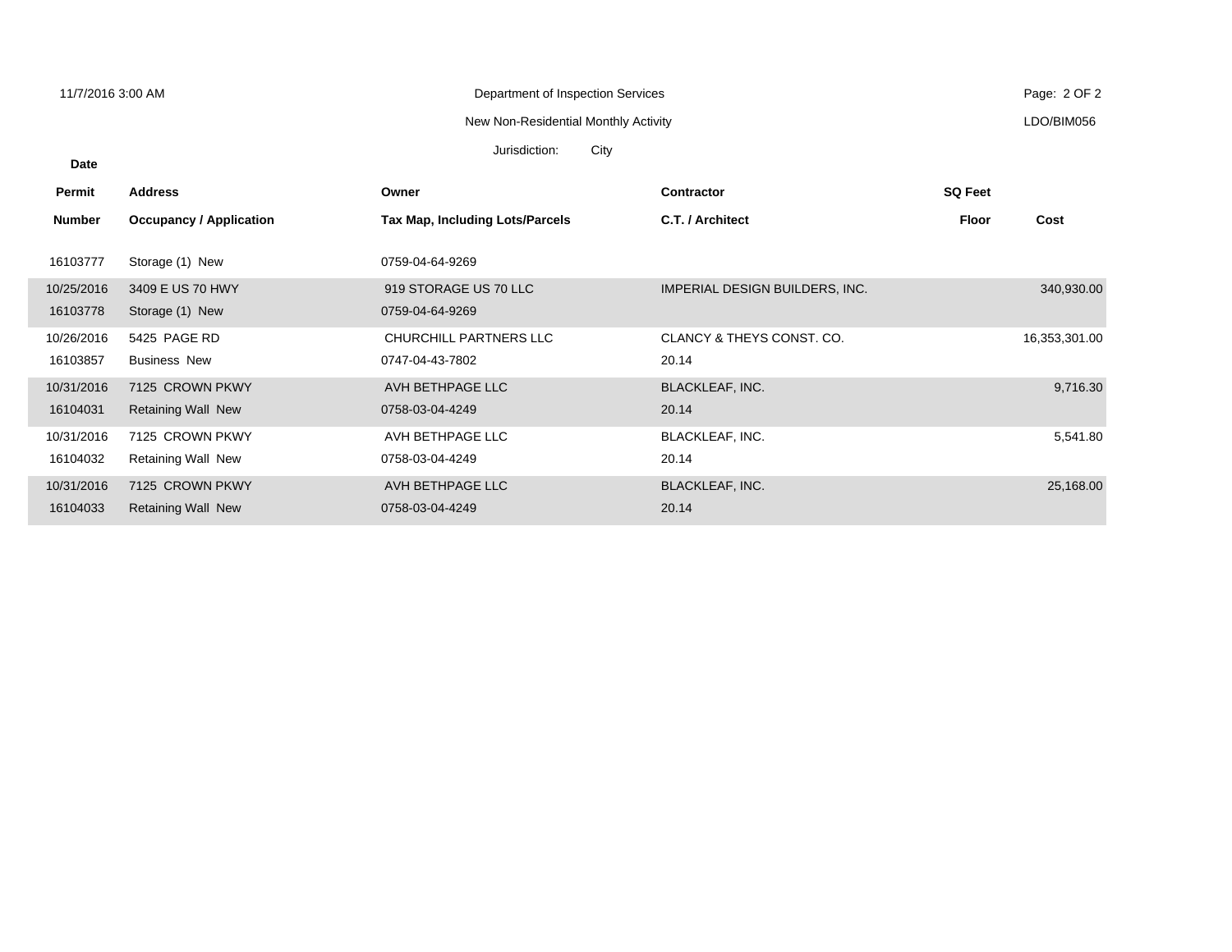Department of Inspection Services

New Non-Residential Monthly Activity

Jurisdiction: City

| Date / Permit Number | Address / Occupancy / Application | Owner / Tax Map, Including Lots/Parcels | Contractor / C.T. / Architect | SQ Feet / Floor | Cost |
|---|---|---|---|---|---|
| 16103777 | Storage (1) New | 0759-04-64-9269 | | | |
| 10/25/2016 16103778 | 3409 E US 70 HWY Storage (1) New | 919 STORAGE US 70 LLC 0759-04-64-9269 | IMPERIAL DESIGN BUILDERS, INC. | | 340,930.00 |
| 10/26/2016 16103857 | 5425 PAGE RD Business New | CHURCHILL PARTNERS LLC 0747-04-43-7802 | CLANCY & THEYS CONST. CO. 20.14 | | 16,353,301.00 |
| 10/31/2016 16104031 | 7125 CROWN PKWY Retaining Wall New | AVH BETHPAGE LLC 0758-03-04-4249 | BLACKLEAF, INC. 20.14 | | 9,716.30 |
| 10/31/2016 16104032 | 7125 CROWN PKWY Retaining Wall New | AVH BETHPAGE LLC 0758-03-04-4249 | BLACKLEAF, INC. 20.14 | | 5,541.80 |
| 10/31/2016 16104033 | 7125 CROWN PKWY Retaining Wall New | AVH BETHPAGE LLC 0758-03-04-4249 | BLACKLEAF, INC. 20.14 | | 25,168.00 |